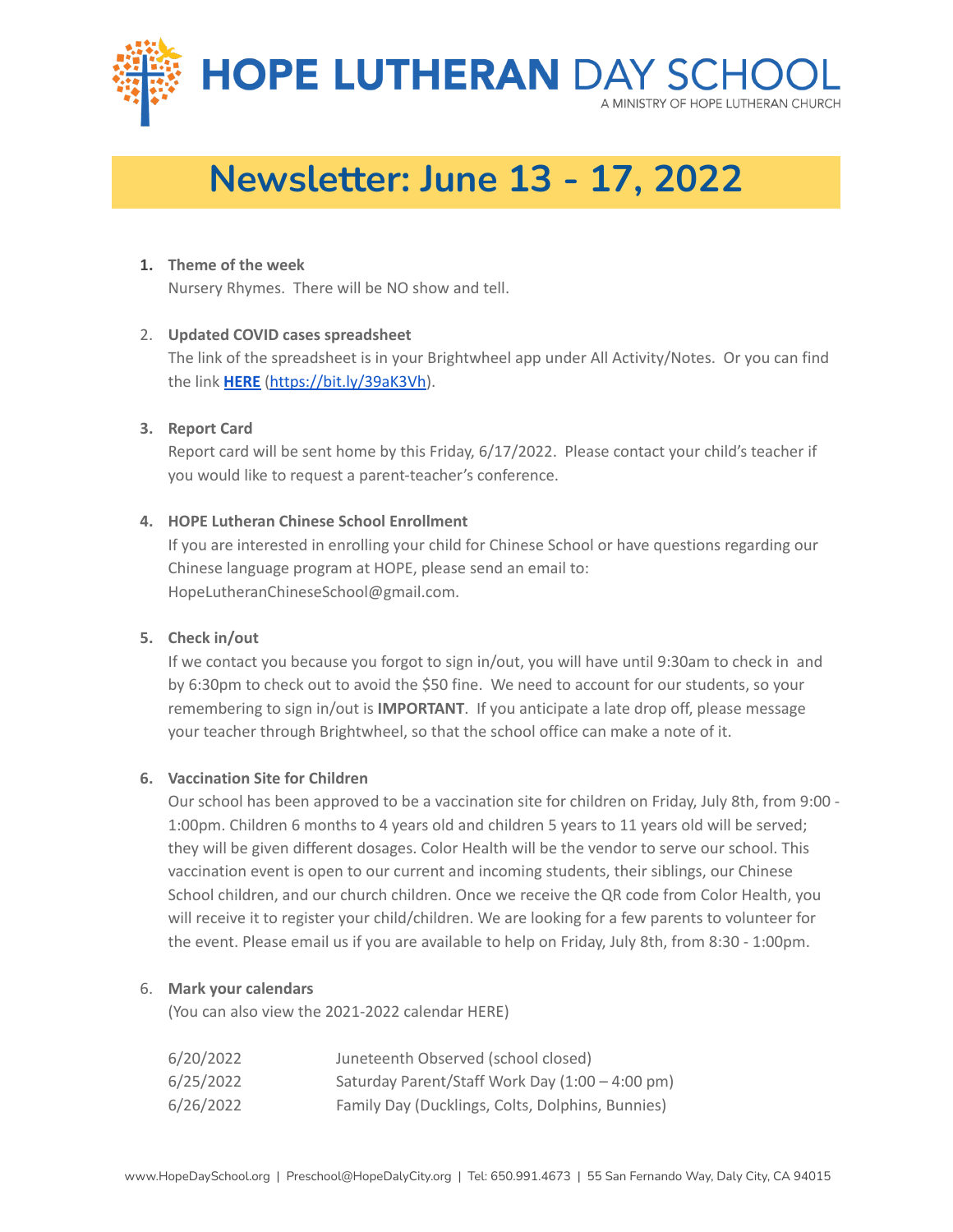# HOPE LUTHERAN DAY SCHOOL

A MINISTRY OF HOPE LUTHERAN CHURCH

## Newsletter: June 13 - 17, 2022

1. **Theme of the week**
   Nursery Rhymes. There will be NO show and tell.

2. **Updated COVID cases spreadsheet**
   The link of the spreadsheet is in your Brightwheel app under All Activity/Notes. Or you can find the link **HERE** (https://bit.ly/39aK3Vh).

3. **Report Card**
   Report card will be sent home by this Friday, 6/17/2022. Please contact your child's teacher if you would like to request a parent-teacher's conference.

4. **HOPE Lutheran Chinese School Enrollment**
   If you are interested in enrolling your child for Chinese School or have questions regarding our Chinese language program at HOPE, please send an email to: HopeLutheranChineseSchool@gmail.com.

5. **Check in/out**
   If we contact you because you forgot to sign in/out, you will have until 9:30am to check in and by 6:30pm to check out to avoid the $50 fine. We need to account for our students, so your remembering to sign in/out is **IMPORTANT**. If you anticipate a late drop off, please message your teacher through Brightwheel, so that the school office can make a note of it.

6. **Vaccination Site for Children**
   Our school has been approved to be a vaccination site for children on Friday, July 8th, from 9:00 - 1:00pm. Children 6 months to 4 years old and children 5 years to 11 years old will be served; they will be given different dosages. Color Health will be the vendor to serve our school. This vaccination event is open to our current and incoming students, their siblings, our Chinese School children, and our church children. Once we receive the QR code from Color Health, you will receive it to register your child/children. We are looking for a few parents to volunteer for the event. Please email us if you are available to help on Friday, July 8th, from 8:30 - 1:00pm.

6. **Mark your calendars**
   (You can also view the 2021-2022 calendar HERE)

| | |
|---|---|
| 6/20/2022 | Juneteenth Observed (school closed) |
| 6/25/2022 | Saturday Parent/Staff Work Day (1:00 – 4:00 pm) |
| 6/26/2022 | Family Day (Ducklings, Colts, Dolphins, Bunnies) |

www.HopeDaySchool.org | Preschool@HopeDalyCity.org | Tel: 650.991.4673 | 55 San Fernando Way, Daly City, CA 94015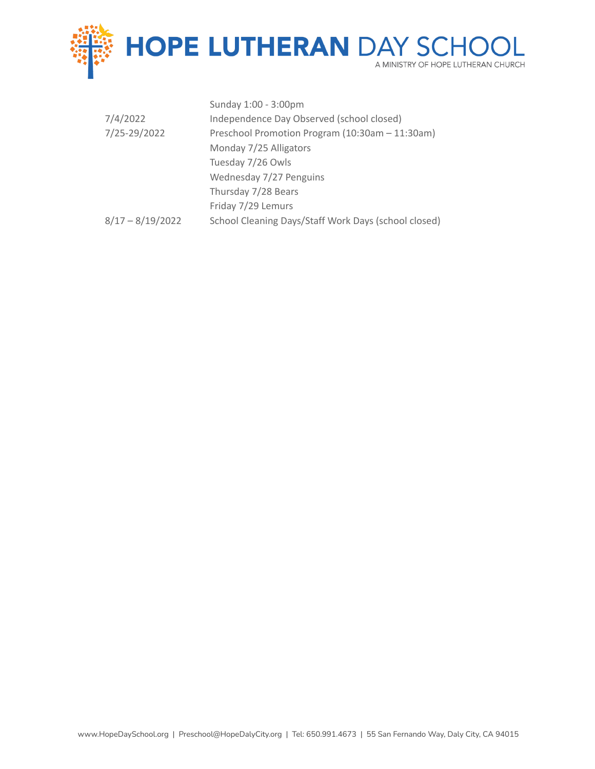| | |
|---|---|
| | Sunday 1:00 - 3:00pm |
| 7/4/2022 | Independence Day Observed (school closed) |
| 7/25-29/2022 | Preschool Promotion Program (10:30am – 11:30am) |
| | Monday 7/25 Alligators |
| | Tuesday 7/26 Owls |
| | Wednesday 7/27 Penguins |
| | Thursday 7/28 Bears |
| | Friday 7/29 Lemurs |
| 8/17 – 8/19/2022 | School Cleaning Days/Staff Work Days (school closed) |